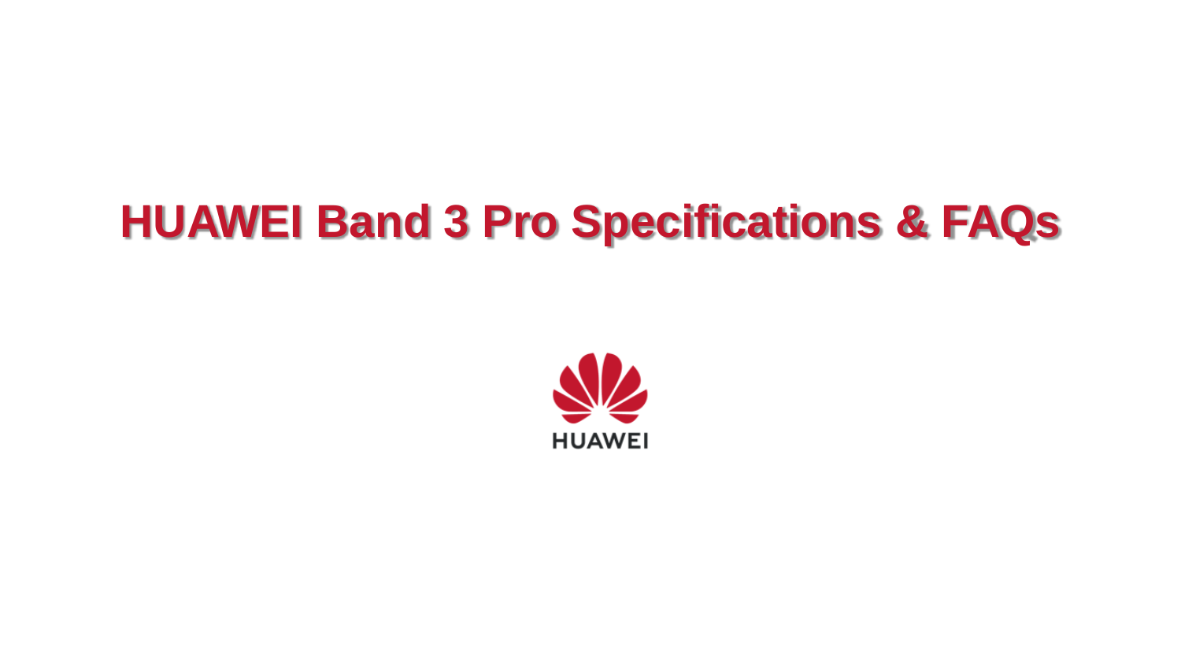# HUAWEI Band 3 Pro Specifications & FAQs

HUAWEI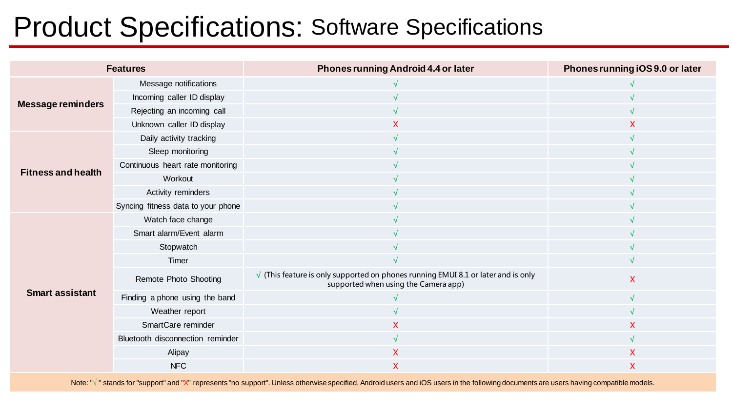# Product Specifications: Software Specifications

| Features | | Phones running Android 4.4 or later | Phones running iOS 9.0 or later |
|---|---|---|---|
| **Message reminders** | Message notifications | √ | √ |
| | Incoming caller ID display | √ | √ |
| | Rejecting an incoming call | √ | √ |
| | Unknown caller ID display | X | X |
| **Fitness and health** | Daily activity tracking | √ | √ |
| | Sleep monitoring | √ | √ |
| | Continuous heart rate monitoring | √ | √ |
| | Workout | √ | √ |
| | Activity reminders | √ | √ |
| | Syncing fitness data to your phone | √ | √ |
| **Smart assistant** | Watch face change | √ | √ |
| | Smart alarm/Event alarm | √ | √ |
| | Stopwatch | √ | √ |
| | Timer | √ | √ |
| | Remote Photo Shooting | √ (This feature is only supported on phones running EMUI 8.1 or later and is only supported when using the Camera app) | X |
| | Finding a phone using the band | √ | √ |
| | Weather report | √ | √ |
| | SmartCare reminder | X | X |
| | Bluetooth disconnection reminder | √ | √ |
| | Alipay | X | X |
| | NFC | X | X |

Note: "√" stands for "support" and "X" represents "no support". Unless otherwise specified, Android users and iOS users in the following documents are users having compatible models.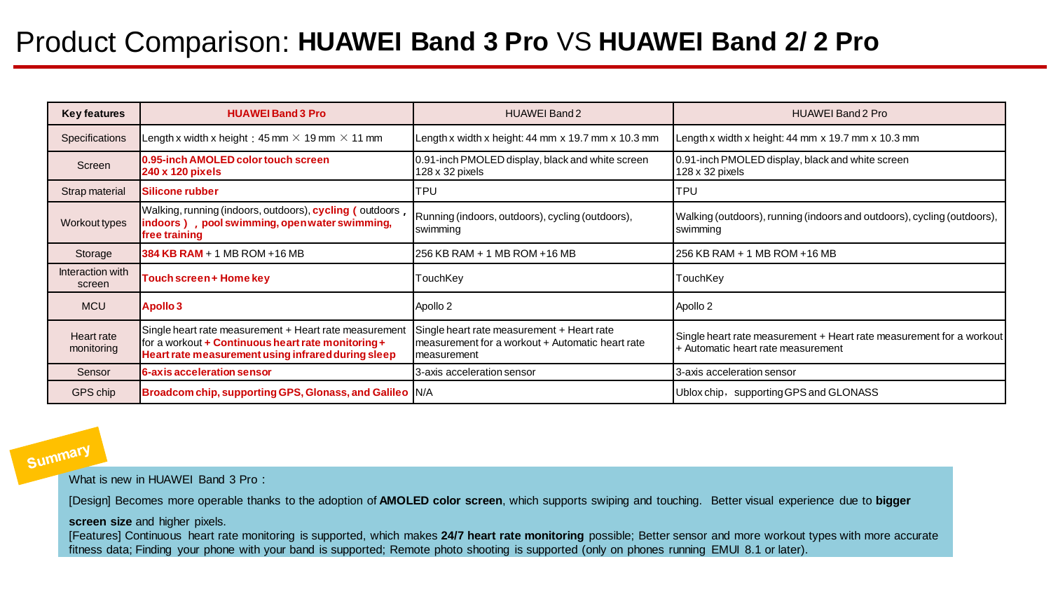# Product Comparison: **HUAWEI Band 3 Pro** VS **HUAWEI Band 2/ 2 Pro**

| **Key features** | **HUAWEI Band 3 Pro** | HUAWEI Band 2 | HUAWEI Band 2 Pro |
|---|---|---|---|
| Specifications | Length x width x height：45 mm × 19 mm × 11 mm | Length x width x height: 44 mm x 19.7 mm x 10.3 mm | Length x width x height: 44 mm x 19.7 mm x 10.3 mm |
| Screen | **0.95-inch AMOLED color touch screen 240 x 120 pixels** | 0.91-inch PMOLED display, black and white screen 128 x 32 pixels | 0.91-inch PMOLED display, black and white screen 128 x 32 pixels |
| Strap material | **Silicone rubber** | TPU | TPU |
| Workout types | Walking, running (indoors, outdoors), **cycling（**outdoors，**indoors），pool swimming, open water swimming, free training** | Running (indoors, outdoors), cycling (outdoors), swimming | Walking (outdoors), running (indoors and outdoors), cycling (outdoors), swimming |
| Storage | **384 KB RAM** + 1 MB ROM +16 MB | 256 KB RAM + 1 MB ROM +16 MB | 256 KB RAM + 1 MB ROM +16 MB |
| Interaction with screen | **Touch screen + Home key** | TouchKey | TouchKey |
| MCU | **Apollo 3** | Apollo 2 | Apollo 2 |
| Heart rate monitoring | Single heart rate measurement + Heart rate measurement for a workout **+ Continuous heart rate monitoring + Heart rate measurement using infrared during sleep** | Single heart rate measurement + Heart rate measurement for a workout + Automatic heart rate measurement | Single heart rate measurement + Heart rate measurement for a workout + Automatic heart rate measurement |
| Sensor | **6-axis acceleration sensor** | 3-axis acceleration sensor | 3-axis acceleration sensor |
| GPS chip | **Broadcom chip, supporting GPS, Glonass, and Galileo** | N/A | Ublox chip，supporting GPS and GLONASS |

**Summary**

What is new in HUAWEI Band 3 Pro：

[Design] Becomes more operable thanks to the adoption of **AMOLED color screen**, which supports swiping and touching. Better visual experience due to **bigger screen size** and higher pixels.

[Features] Continuous heart rate monitoring is supported, which makes **24/7 heart rate monitoring** possible; Better sensor and more workout types with more accurate fitness data; Finding your phone with your band is supported; Remote photo shooting is supported (only on phones running EMUI 8.1 or later).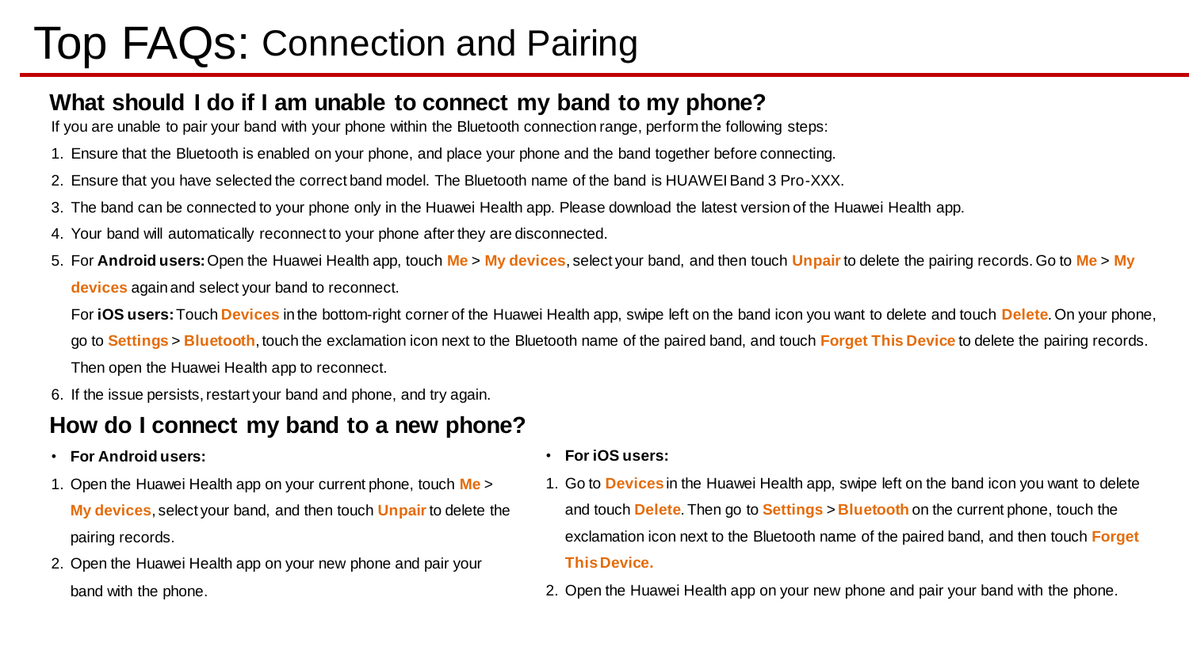# Top FAQs: Connection and Pairing

## What should I do if I am unable to connect my band to my phone?

If you are unable to pair your band with your phone within the Bluetooth connection range, perform the following steps:

1. Ensure that the Bluetooth is enabled on your phone, and place your phone and the band together before connecting.
2. Ensure that you have selected the correct band model. The Bluetooth name of the band is HUAWEI Band 3 Pro-XXX.
3. The band can be connected to your phone only in the Huawei Health app. Please download the latest version of the Huawei Health app.
4. Your band will automatically reconnect to your phone after they are disconnected.
5. For **Android users:** Open the Huawei Health app, touch **Me** > **My devices**, select your band, and then touch **Unpair** to delete the pairing records. Go to **Me** > **My devices** again and select your band to reconnect.

   For **iOS users:** Touch **Devices** in the bottom-right corner of the Huawei Health app, swipe left on the band icon you want to delete and touch **Delete**. On your phone, go to **Settings** > **Bluetooth**, touch the exclamation icon next to the Bluetooth name of the paired band, and touch **Forget This Device** to delete the pairing records. Then open the Huawei Health app to reconnect.
6. If the issue persists, restart your band and phone, and try again.

## How do I connect my band to a new phone?

- **For Android users:**

1. Open the Huawei Health app on your current phone, touch **Me** > **My devices**, select your band, and then touch **Unpair** to delete the pairing records.
2. Open the Huawei Health app on your new phone and pair your band with the phone.

- **For iOS users:**

1. Go to **Devices** in the Huawei Health app, swipe left on the band icon you want to delete and touch **Delete**. Then go to **Settings** > **Bluetooth** on the current phone, touch the exclamation icon next to the Bluetooth name of the paired band, and then touch **Forget This Device.**
2. Open the Huawei Health app on your new phone and pair your band with the phone.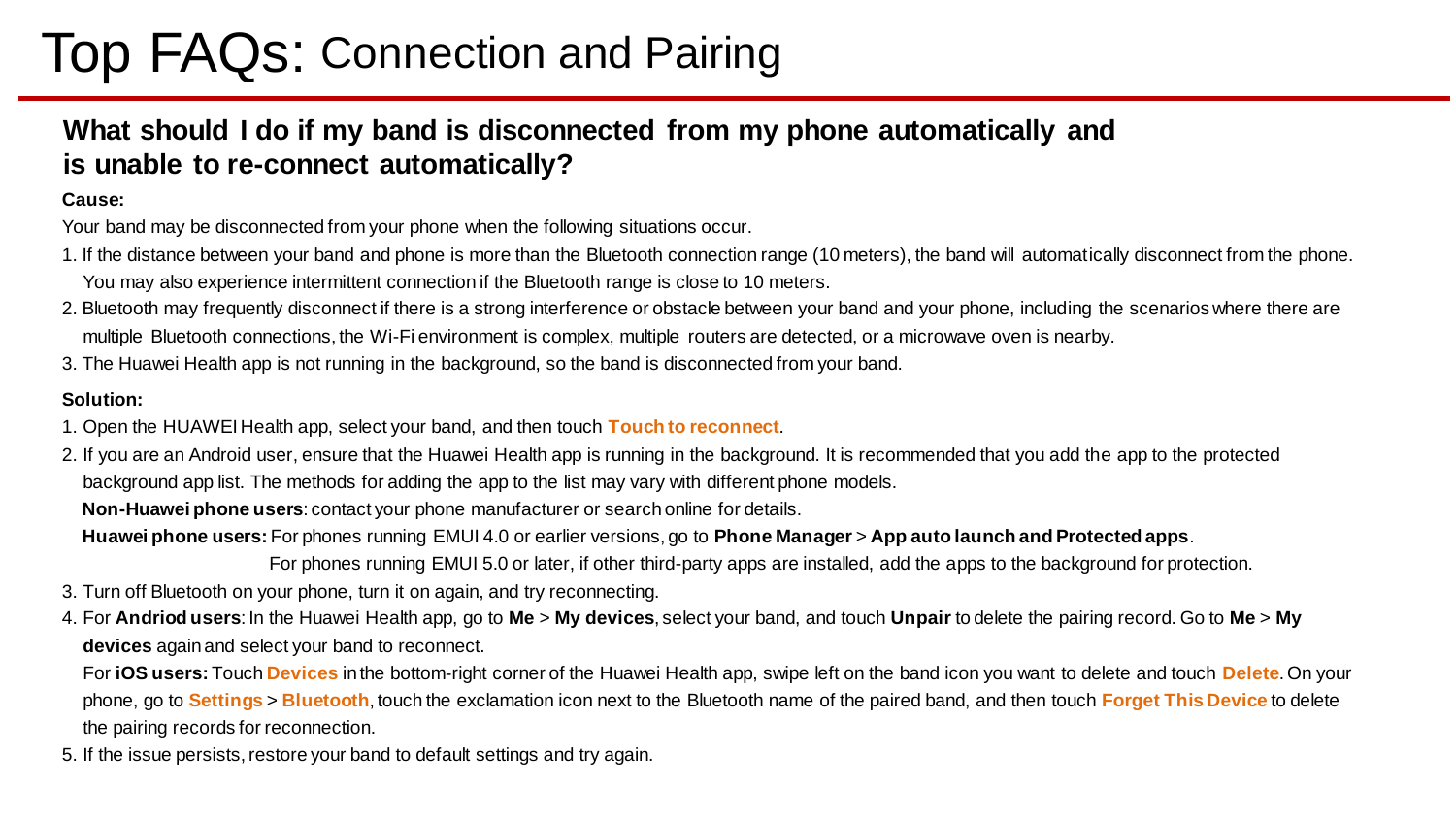# Top FAQs: Connection and Pairing

## What should I do if my band is disconnected from my phone automatically and is unable to re-connect automatically?

**Cause:**

Your band may be disconnected from your phone when the following situations occur.

1. If the distance between your band and phone is more than the Bluetooth connection range (10 meters), the band will automatically disconnect from the phone. You may also experience intermittent connection if the Bluetooth range is close to 10 meters.
2. Bluetooth may frequently disconnect if there is a strong interference or obstacle between your band and your phone, including the scenarios where there are multiple Bluetooth connections, the Wi-Fi environment is complex, multiple routers are detected, or a microwave oven is nearby.
3. The Huawei Health app is not running in the background, so the band is disconnected from your band.

**Solution:**

1. Open the HUAWEI Health app, select your band, and then touch **Touch to reconnect**.
2. If you are an Android user, ensure that the Huawei Health app is running in the background. It is recommended that you add the app to the protected background app list. The methods for adding the app to the list may vary with different phone models.

   **Non-Huawei phone users**: contact your phone manufacturer or search online for details.

   **Huawei phone users:** For phones running EMUI 4.0 or earlier versions, go to **Phone Manager** > **App auto launch and Protected apps**.

   For phones running EMUI 5.0 or later, if other third-party apps are installed, add the apps to the background for protection.
3. Turn off Bluetooth on your phone, turn it on again, and try reconnecting.
4. For **Andriod users**: In the Huawei Health app, go to **Me** > **My devices**, select your band, and touch **Unpair** to delete the pairing record. Go to **Me** > **My devices** again and select your band to reconnect.

   For **iOS users:** Touch **Devices** in the bottom-right corner of the Huawei Health app, swipe left on the band icon you want to delete and touch **Delete**. On your phone, go to **Settings** > **Bluetooth**, touch the exclamation icon next to the Bluetooth name of the paired band, and then touch **Forget This Device** to delete the pairing records for reconnection.
5. If the issue persists, restore your band to default settings and try again.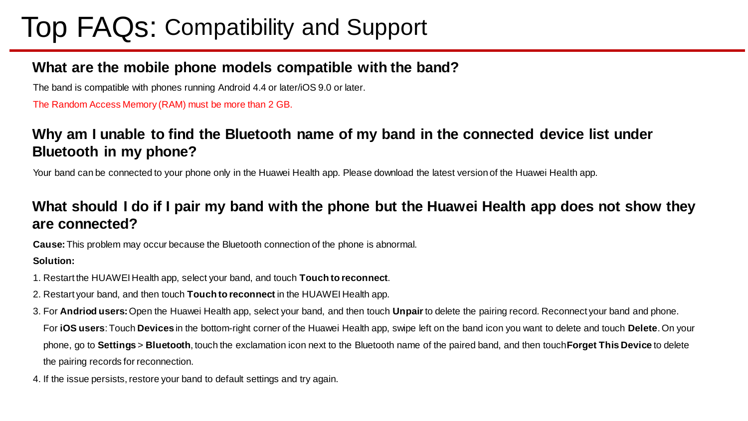# Top FAQs: Compatibility and Support

## What are the mobile phone models compatible with the band?

The band is compatible with phones running Android 4.4 or later/iOS 9.0 or later.

The Random Access Memory (RAM) must be more than 2 GB.

## Why am I unable to find the Bluetooth name of my band in the connected device list under Bluetooth in my phone?

Your band can be connected to your phone only in the Huawei Health app. Please download the latest version of the Huawei Health app.

## What should I do if I pair my band with the phone but the Huawei Health app does not show they are connected?

**Cause:** This problem may occur because the Bluetooth connection of the phone is abnormal.

**Solution:**

1. Restart the HUAWEI Health app, select your band, and touch **Touch to reconnect**.
2. Restart your band, and then touch **Touch to reconnect** in the HUAWEI Health app.
3. For **Andriod users:** Open the Huawei Health app, select your band, and then touch **Unpair** to delete the pairing record. Reconnect your band and phone.
   For **iOS users**: Touch **Devices** in the bottom-right corner of the Huawei Health app, swipe left on the band icon you want to delete and touch **Delete**. On your phone, go to **Settings** > **Bluetooth**, touch the exclamation icon next to the Bluetooth name of the paired band, and then touch **Forget This Device** to delete the pairing records for reconnection.
4. If the issue persists, restore your band to default settings and try again.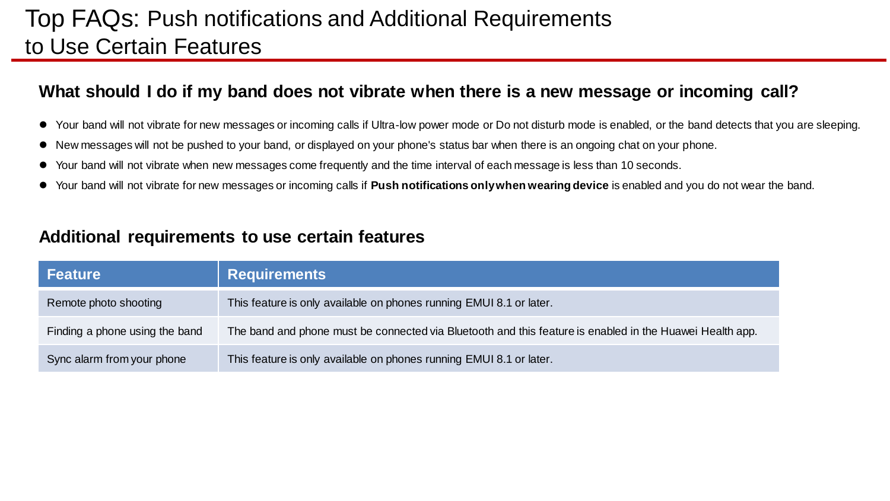# Top FAQs: Push notifications and Additional Requirements to Use Certain Features

## What should I do if my band does not vibrate when there is a new message or incoming call?

- Your band will not vibrate for new messages or incoming calls if Ultra-low power mode or Do not disturb mode is enabled, or the band detects that you are sleeping.
- New messages will not be pushed to your band, or displayed on your phone's status bar when there is an ongoing chat on your phone.
- Your band will not vibrate when new messages come frequently and the time interval of each message is less than 10 seconds.
- Your band will not vibrate for new messages or incoming calls if **Push notifications only when wearing device** is enabled and you do not wear the band.

## Additional requirements to use certain features

| Feature | Requirements |
| --- | --- |
| Remote photo shooting | This feature is only available on phones running EMUI 8.1 or later. |
| Finding a phone using the band | The band and phone must be connected via Bluetooth and this feature is enabled in the Huawei Health app. |
| Sync alarm from your phone | This feature is only available on phones running EMUI 8.1 or later. |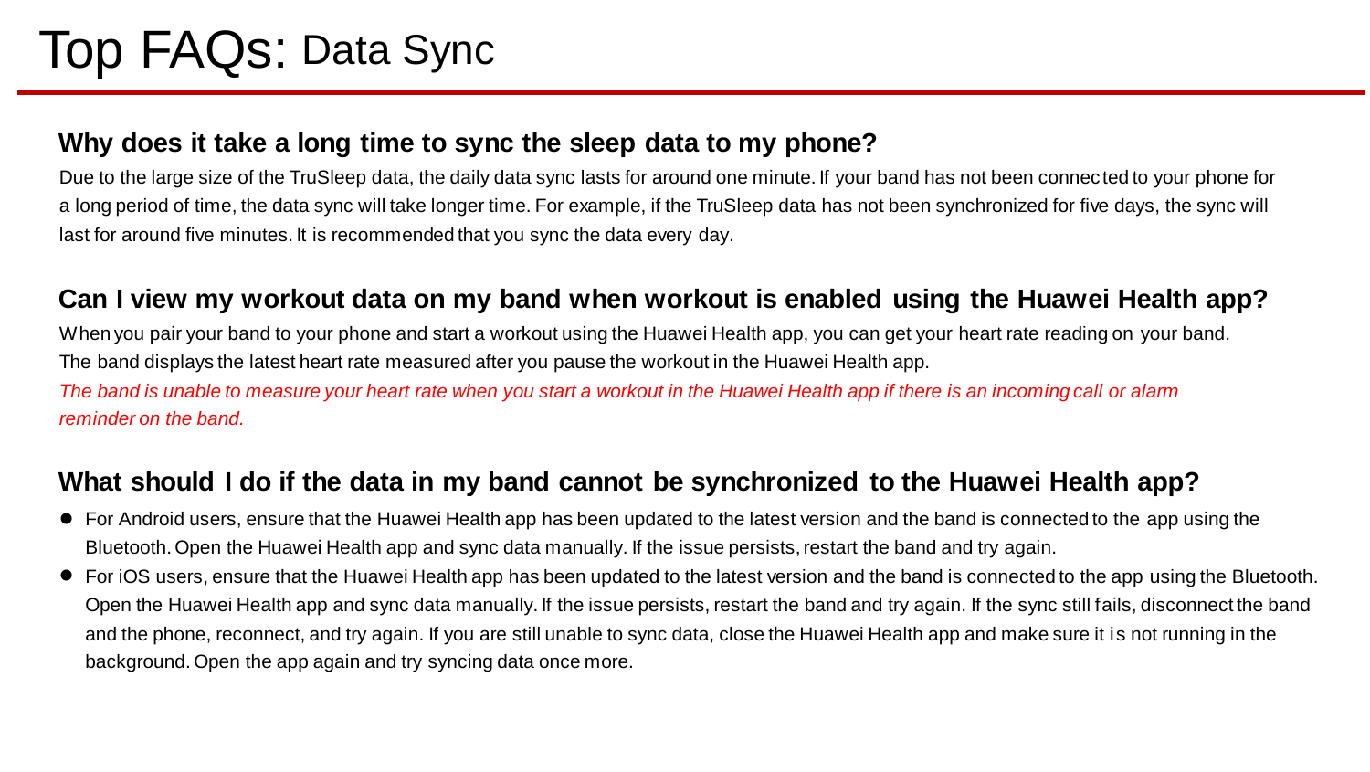# Top FAQs: Data Sync

## Why does it take a long time to sync the sleep data to my phone?

Due to the large size of the TruSleep data, the daily data sync lasts for around one minute. If your band has not been connected to your phone for a long period of time, the data sync will take longer time. For example, if the TruSleep data has not been synchronized for five days, the sync will last for around five minutes. It is recommended that you sync the data every day.

## Can I view my workout data on my band when workout is enabled using the Huawei Health app?

When you pair your band to your phone and start a workout using the Huawei Health app, you can get your heart rate reading on your band. The band displays the latest heart rate measured after you pause the workout in the Huawei Health app.

*The band is unable to measure your heart rate when you start a workout in the Huawei Health app if there is an incoming call or alarm reminder on the band.*

## What should I do if the data in my band cannot be synchronized to the Huawei Health app?

- For Android users, ensure that the Huawei Health app has been updated to the latest version and the band is connected to the app using the Bluetooth. Open the Huawei Health app and sync data manually. If the issue persists, restart the band and try again.
- For iOS users, ensure that the Huawei Health app has been updated to the latest version and the band is connected to the app using the Bluetooth. Open the Huawei Health app and sync data manually. If the issue persists, restart the band and try again. If the sync still fails, disconnect the band and the phone, reconnect, and try again. If you are still unable to sync data, close the Huawei Health app and make sure it is not running in the background. Open the app again and try syncing data once more.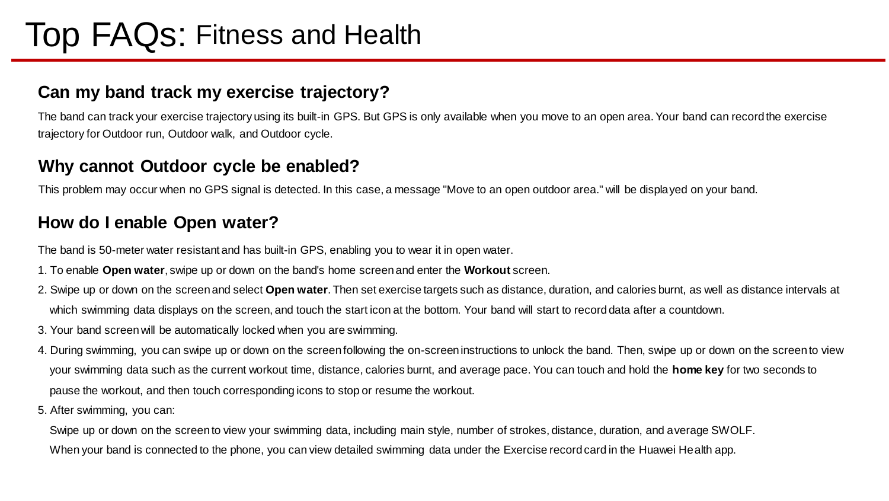# Top FAQs: Fitness and Health

## Can my band track my exercise trajectory?

The band can track your exercise trajectory using its built-in GPS. But GPS is only available when you move to an open area. Your band can record the exercise trajectory for Outdoor run, Outdoor walk, and Outdoor cycle.

## Why cannot Outdoor cycle be enabled?

This problem may occur when no GPS signal is detected. In this case, a message "Move to an open outdoor area." will be displayed on your band.

## How do I enable Open water?

The band is 50-meter water resistant and has built-in GPS, enabling you to wear it in open water.

1. To enable **Open water**, swipe up or down on the band's home screen and enter the **Workout** screen.
2. Swipe up or down on the screen and select **Open water**. Then set exercise targets such as distance, duration, and calories burnt, as well as distance intervals at which swimming data displays on the screen, and touch the start icon at the bottom. Your band will start to record data after a countdown.
3. Your band screen will be automatically locked when you are swimming.
4. During swimming, you can swipe up or down on the screen following the on-screen instructions to unlock the band. Then, swipe up or down on the screen to view your swimming data such as the current workout time, distance, calories burnt, and average pace. You can touch and hold the **home key** for two seconds to pause the workout, and then touch corresponding icons to stop or resume the workout.
5. After swimming, you can:

   Swipe up or down on the screen to view your swimming data, including main style, number of strokes, distance, duration, and average SWOLF.

   When your band is connected to the phone, you can view detailed swimming data under the Exercise record card in the Huawei Health app.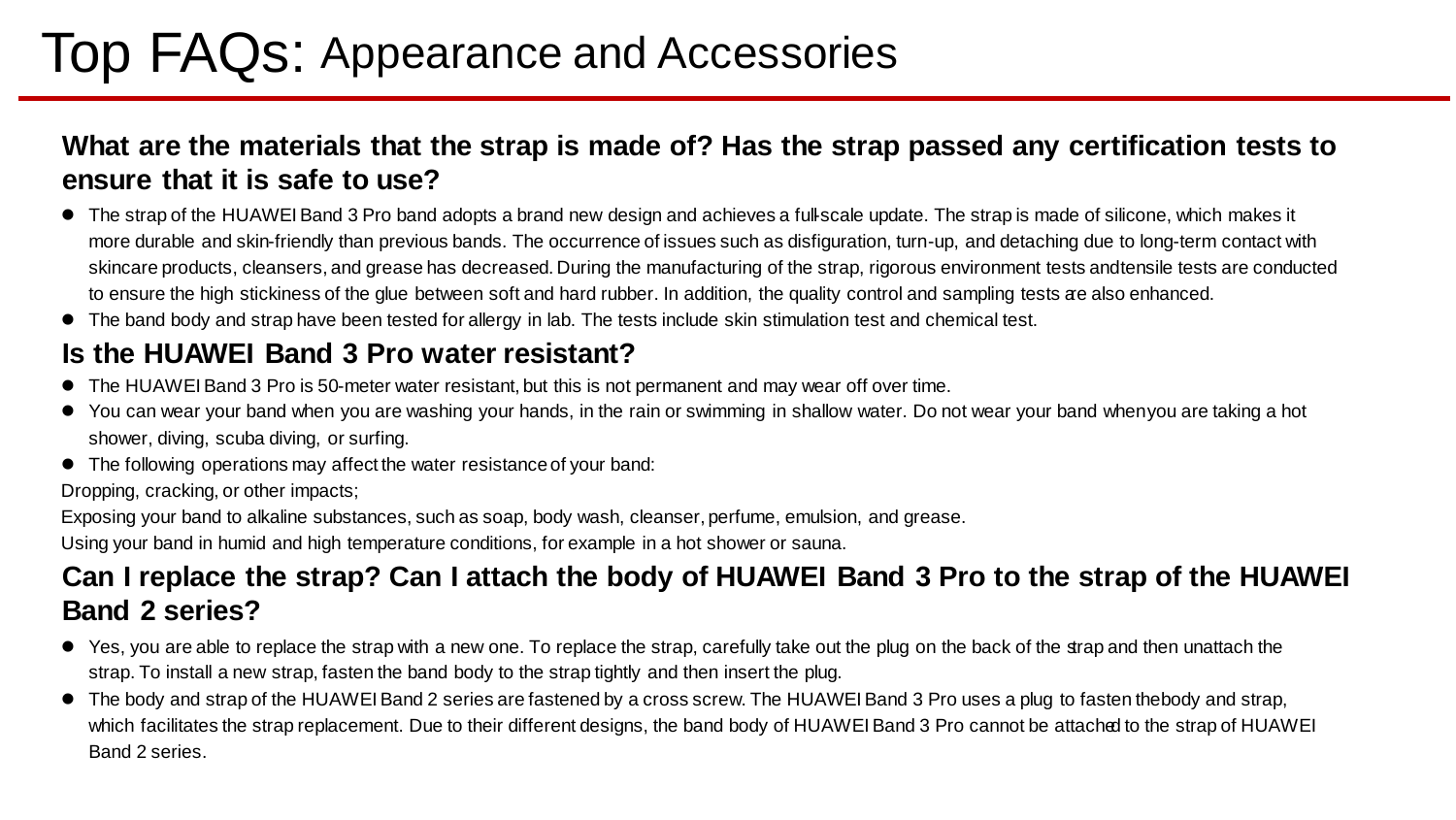# Top FAQs: Appearance and Accessories

## What are the materials that the strap is made of? Has the strap passed any certification tests to ensure that it is safe to use?

- The strap of the HUAWEI Band 3 Pro band adopts a brand new design and achieves a full-scale update. The strap is made of silicone, which makes it more durable and skin-friendly than previous bands. The occurrence of issues such as disfiguration, turn-up, and detaching due to long-term contact with skincare products, cleansers, and grease has decreased. During the manufacturing of the strap, rigorous environment tests and tensile tests are conducted to ensure the high stickiness of the glue between soft and hard rubber. In addition, the quality control and sampling tests are also enhanced.
- The band body and strap have been tested for allergy in lab. The tests include skin stimulation test and chemical test.

## Is the HUAWEI Band 3 Pro water resistant?

- The HUAWEI Band 3 Pro is 50-meter water resistant, but this is not permanent and may wear off over time.
- You can wear your band when you are washing your hands, in the rain or swimming in shallow water. Do not wear your band when you are taking a hot shower, diving, scuba diving, or surfing.
- The following operations may affect the water resistance of your band:

Dropping, cracking, or other impacts;

Exposing your band to alkaline substances, such as soap, body wash, cleanser, perfume, emulsion, and grease.

Using your band in humid and high temperature conditions, for example in a hot shower or sauna.

## Can I replace the strap? Can I attach the body of HUAWEI Band 3 Pro to the strap of the HUAWEI Band 2 series?

- Yes, you are able to replace the strap with a new one. To replace the strap, carefully take out the plug on the back of the strap and then unattach the strap. To install a new strap, fasten the band body to the strap tightly and then insert the plug.
- The body and strap of the HUAWEI Band 2 series are fastened by a cross screw. The HUAWEI Band 3 Pro uses a plug to fasten the body and strap, which facilitates the strap replacement. Due to their different designs, the band body of HUAWEI Band 3 Pro cannot be attached to the strap of HUAWEI Band 2 series.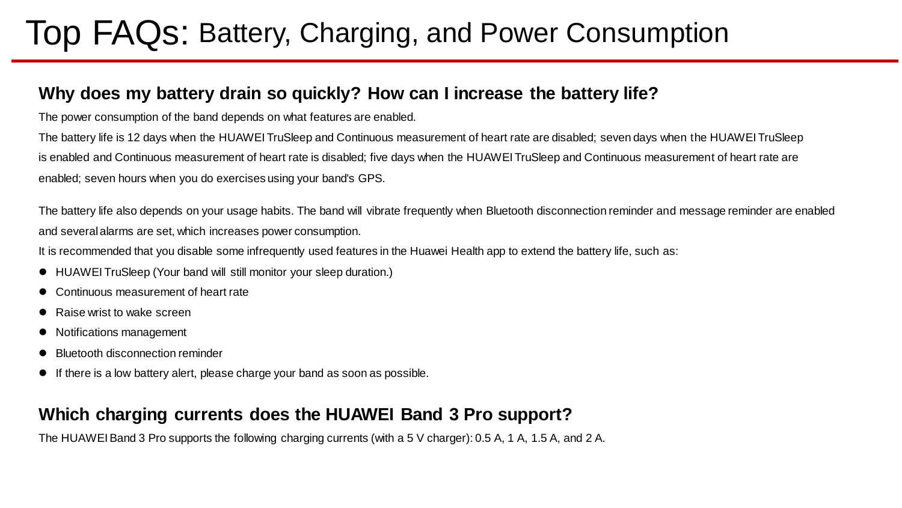# Top FAQs: Battery, Charging, and Power Consumption

## Why does my battery drain so quickly? How can I increase the battery life?

The power consumption of the band depends on what features are enabled.

The battery life is 12 days when the HUAWEI TruSleep and Continuous measurement of heart rate are disabled; seven days when the HUAWEI TruSleep is enabled and Continuous measurement of heart rate is disabled; five days when the HUAWEI TruSleep and Continuous measurement of heart rate are enabled; seven hours when you do exercises using your band's GPS.

The battery life also depends on your usage habits. The band will vibrate frequently when Bluetooth disconnection reminder and message reminder are enabled and several alarms are set, which increases power consumption.

It is recommended that you disable some infrequently used features in the Huawei Health app to extend the battery life, such as:

- HUAWEI TruSleep (Your band will still monitor your sleep duration.)
- Continuous measurement of heart rate
- Raise wrist to wake screen
- Notifications management
- Bluetooth disconnection reminder
- If there is a low battery alert, please charge your band as soon as possible.

## Which charging currents does the HUAWEI Band 3 Pro support?

The HUAWEI Band 3 Pro supports the following charging currents (with a 5 V charger): 0.5 A, 1 A, 1.5 A, and 2 A.